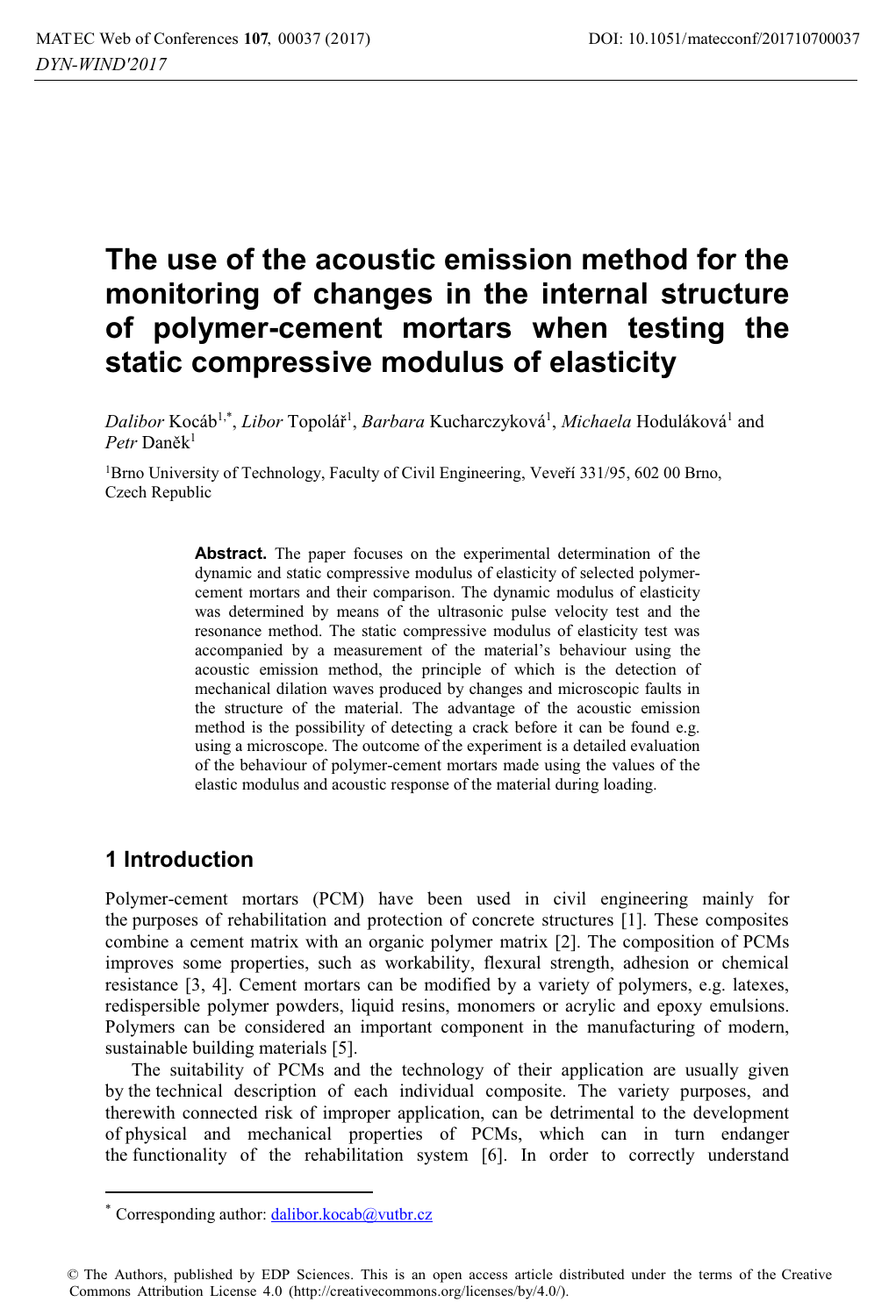# The use of the acoustic emission method for the monitoring of changes in the internal structure of polymer-cement mortars when testing the static compressive modulus of elasticity

*Dalibor* Kocáb[1,*], *Libor* Topolář[1], *Barbara* Kucharczyková[1], *Michaela* Hoduláková[1] and *Petr* Daněk[1]

[1]Brno University of Technology, Faculty of Civil Engineering, Veveří 331/95, 602 00 Brno, Czech Republic

**Abstract.** The paper focuses on the experimental determination of the dynamic and static compressive modulus of elasticity of selected polymer-cement mortars and their comparison. The dynamic modulus of elasticity was determined by means of the ultrasonic pulse velocity test and the resonance method. The static compressive modulus of elasticity test was accompanied by a measurement of the material's behaviour using the acoustic emission method, the principle of which is the detection of mechanical dilation waves produced by changes and microscopic faults in the structure of the material. The advantage of the acoustic emission method is the possibility of detecting a crack before it can be found e.g. using a microscope. The outcome of the experiment is a detailed evaluation of the behaviour of polymer-cement mortars made using the values of the elastic modulus and acoustic response of the material during loading.

## 1 Introduction

Polymer-cement mortars (PCM) have been used in civil engineering mainly for the purposes of rehabilitation and protection of concrete structures [1]. These composites combine a cement matrix with an organic polymer matrix [2]. The composition of PCMs improves some properties, such as workability, flexural strength, adhesion or chemical resistance [3, 4]. Cement mortars can be modified by a variety of polymers, e.g. latexes, redispersible polymer powders, liquid resins, monomers or acrylic and epoxy emulsions. Polymers can be considered an important component in the manufacturing of modern, sustainable building materials [5].

The suitability of PCMs and the technology of their application are usually given by the technical description of each individual composite. The variety purposes, and therewith connected risk of improper application, can be detrimental to the development of physical and mechanical properties of PCMs, which can in turn endanger the functionality of the rehabilitation system [6]. In order to correctly understand

* Corresponding author: dalibor.kocab@vutbr.cz

© The Authors, published by EDP Sciences. This is an open access article distributed under the terms of the Creative Commons Attribution License 4.0 (http://creativecommons.org/licenses/by/4.0/).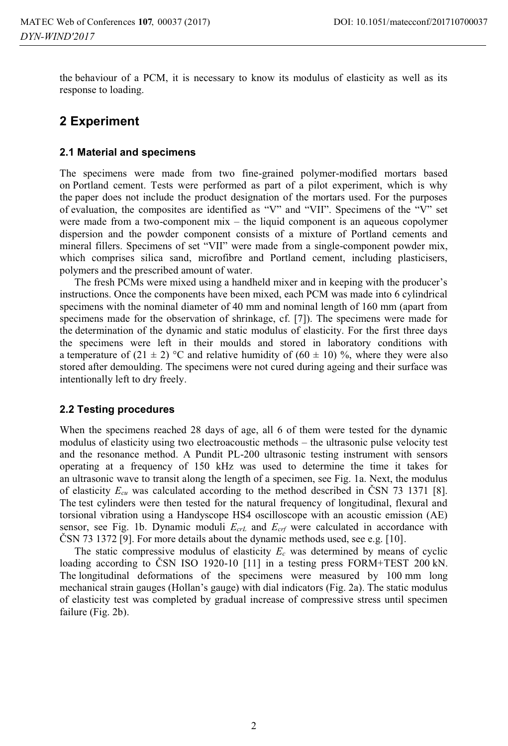the behaviour of a PCM, it is necessary to know its modulus of elasticity as well as its response to loading.

## 2 Experiment

### 2.1 Material and specimens

The specimens were made from two fine-grained polymer-modified mortars based on Portland cement. Tests were performed as part of a pilot experiment, which is why the paper does not include the product designation of the mortars used. For the purposes of evaluation, the composites are identified as "V" and "VII". Specimens of the "V" set were made from a two-component mix – the liquid component is an aqueous copolymer dispersion and the powder component consists of a mixture of Portland cements and mineral fillers. Specimens of set "VII" were made from a single-component powder mix, which comprises silica sand, microfibre and Portland cement, including plasticisers, polymers and the prescribed amount of water.

The fresh PCMs were mixed using a handheld mixer and in keeping with the producer's instructions. Once the components have been mixed, each PCM was made into 6 cylindrical specimens with the nominal diameter of 40 mm and nominal length of 160 mm (apart from specimens made for the observation of shrinkage, cf. [7]). The specimens were made for the determination of the dynamic and static modulus of elasticity. For the first three days the specimens were left in their moulds and stored in laboratory conditions with a temperature of (21 ± 2) °C and relative humidity of (60 ± 10) %, where they were also stored after demoulding. The specimens were not cured during ageing and their surface was intentionally left to dry freely.

### 2.2 Testing procedures

When the specimens reached 28 days of age, all 6 of them were tested for the dynamic modulus of elasticity using two electroacoustic methods – the ultrasonic pulse velocity test and the resonance method. A Pundit PL-200 ultrasonic testing instrument with sensors operating at a frequency of 150 kHz was used to determine the time it takes for an ultrasonic wave to transit along the length of a specimen, see Fig. 1a. Next, the modulus of elasticity $E_{cu}$ was calculated according to the method described in ČSN 73 1371 [8]. The test cylinders were then tested for the natural frequency of longitudinal, flexural and torsional vibration using a Handyscope HS4 oscilloscope with an acoustic emission (AE) sensor, see Fig. 1b. Dynamic moduli $E_{crL}$ and $E_{crf}$ were calculated in accordance with ČSN 73 1372 [9]. For more details about the dynamic methods used, see e.g. [10].

The static compressive modulus of elasticity $E_c$ was determined by means of cyclic loading according to ČSN ISO 1920-10 [11] in a testing press FORM+TEST 200 kN. The longitudinal deformations of the specimens were measured by 100 mm long mechanical strain gauges (Hollan's gauge) with dial indicators (Fig. 2a). The static modulus of elasticity test was completed by gradual increase of compressive stress until specimen failure (Fig. 2b).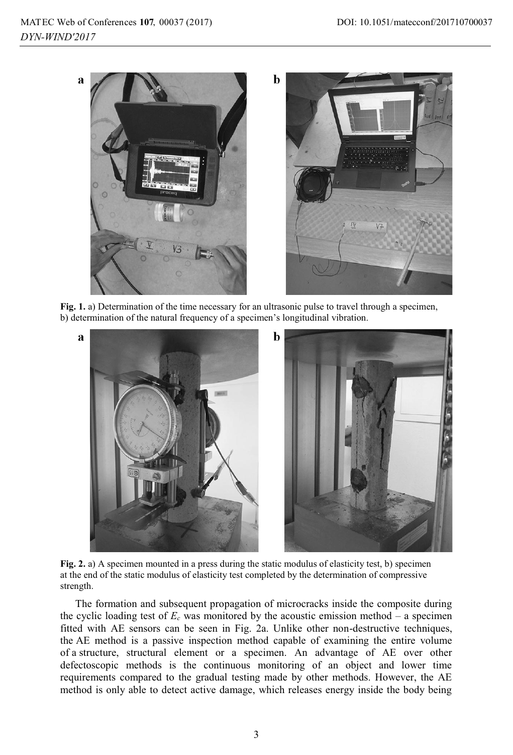**Fig. 1.** a) Determination of the time necessary for an ultrasonic pulse to travel through a specimen, b) determination of the natural frequency of a specimen's longitudinal vibration.

**Fig. 2.** a) A specimen mounted in a press during the static modulus of elasticity test, b) specimen at the end of the static modulus of elasticity test completed by the determination of compressive strength.

The formation and subsequent propagation of microcracks inside the composite during the cyclic loading test of $E_c$ was monitored by the acoustic emission method – a specimen fitted with AE sensors can be seen in Fig. 2a. Unlike other non-destructive techniques, the AE method is a passive inspection method capable of examining the entire volume of a structure, structural element or a specimen. An advantage of AE over other defectoscopic methods is the continuous monitoring of an object and lower time requirements compared to the gradual testing made by other methods. However, the AE method is only able to detect active damage, which releases energy inside the body being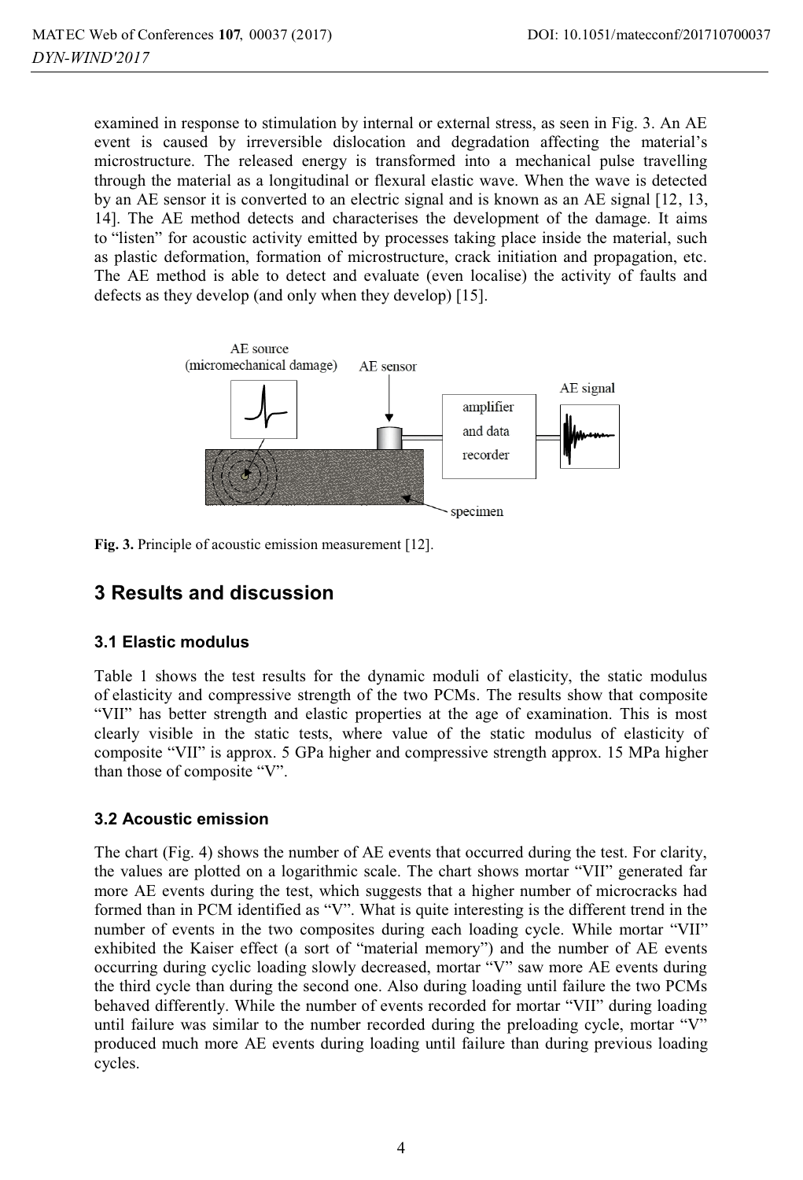examined in response to stimulation by internal or external stress, as seen in Fig. 3. An AE event is caused by irreversible dislocation and degradation affecting the material's microstructure. The released energy is transformed into a mechanical pulse travelling through the material as a longitudinal or flexural elastic wave. When the wave is detected by an AE sensor it is converted to an electric signal and is known as an AE signal [12, 13, 14]. The AE method detects and characterises the development of the damage. It aims to "listen" for acoustic activity emitted by processes taking place inside the material, such as plastic deformation, formation of microstructure, crack initiation and propagation, etc. The AE method is able to detect and evaluate (even localise) the activity of faults and defects as they develop (and only when they develop) [15].

**Fig. 3.** Principle of acoustic emission measurement [12].

## 3 Results and discussion

### 3.1 Elastic modulus

Table 1 shows the test results for the dynamic moduli of elasticity, the static modulus of elasticity and compressive strength of the two PCMs. The results show that composite "VII" has better strength and elastic properties at the age of examination. This is most clearly visible in the static tests, where value of the static modulus of elasticity of composite "VII" is approx. 5 GPa higher and compressive strength approx. 15 MPa higher than those of composite "V".

### 3.2 Acoustic emission

The chart (Fig. 4) shows the number of AE events that occurred during the test. For clarity, the values are plotted on a logarithmic scale. The chart shows mortar "VII" generated far more AE events during the test, which suggests that a higher number of microcracks had formed than in PCM identified as "V". What is quite interesting is the different trend in the number of events in the two composites during each loading cycle. While mortar "VII" exhibited the Kaiser effect (a sort of "material memory") and the number of AE events occurring during cyclic loading slowly decreased, mortar "V" saw more AE events during the third cycle than during the second one. Also during loading until failure the two PCMs behaved differently. While the number of events recorded for mortar "VII" during loading until failure was similar to the number recorded during the preloading cycle, mortar "V" produced much more AE events during loading until failure than during previous loading cycles.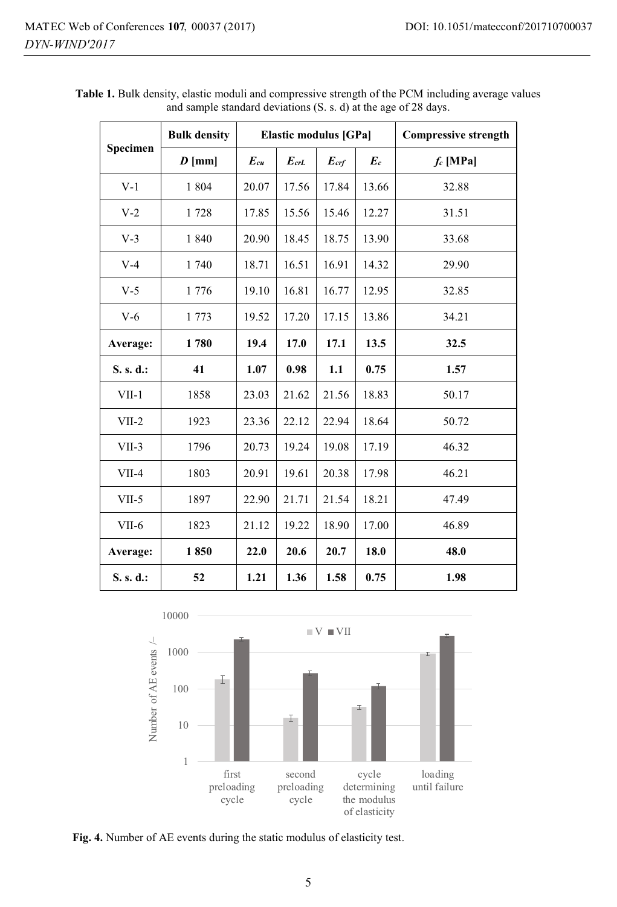**Table 1.** Bulk density, elastic moduli and compressive strength of the PCM including average values and sample standard deviations (S. s. d) at the age of 28 days.

| Specimen | Bulk density | Elastic modulus [GPa] | | | | Compressive strength |
|---|---|---|---|---|---|---|
| | $D$ [mm] | $E_{cu}$ | $E_{crL}$ | $E_{crf}$ | $E_c$ | $f_c$ [MPa] |
| V-1 | 1 804 | 20.07 | 17.56 | 17.84 | 13.66 | 32.88 |
| V-2 | 1 728 | 17.85 | 15.56 | 15.46 | 12.27 | 31.51 |
| V-3 | 1 840 | 20.90 | 18.45 | 18.75 | 13.90 | 33.68 |
| V-4 | 1 740 | 18.71 | 16.51 | 16.91 | 14.32 | 29.90 |
| V-5 | 1 776 | 19.10 | 16.81 | 16.77 | 12.95 | 32.85 |
| V-6 | 1 773 | 19.52 | 17.20 | 17.15 | 13.86 | 34.21 |
| **Average:** | **1 780** | **19.4** | **17.0** | **17.1** | **13.5** | **32.5** |
| **S. s. d.:** | **41** | **1.07** | **0.98** | **1.1** | **0.75** | **1.57** |
| VII-1 | 1858 | 23.03 | 21.62 | 21.56 | 18.83 | 50.17 |
| VII-2 | 1923 | 23.36 | 22.12 | 22.94 | 18.64 | 50.72 |
| VII-3 | 1796 | 20.73 | 19.24 | 19.08 | 17.19 | 46.32 |
| VII-4 | 1803 | 20.91 | 19.61 | 20.38 | 17.98 | 46.21 |
| VII-5 | 1897 | 22.90 | 21.71 | 21.54 | 18.21 | 47.49 |
| VII-6 | 1823 | 21.12 | 19.22 | 18.90 | 17.00 | 46.89 |
| **Average:** | **1 850** | **22.0** | **20.6** | **20.7** | **18.0** | **48.0** |
| **S. s. d.:** | **52** | **1.21** | **1.36** | **1.58** | **0.75** | **1.98** |

**Fig. 4.** Number of AE events during the static modulus of elasticity test.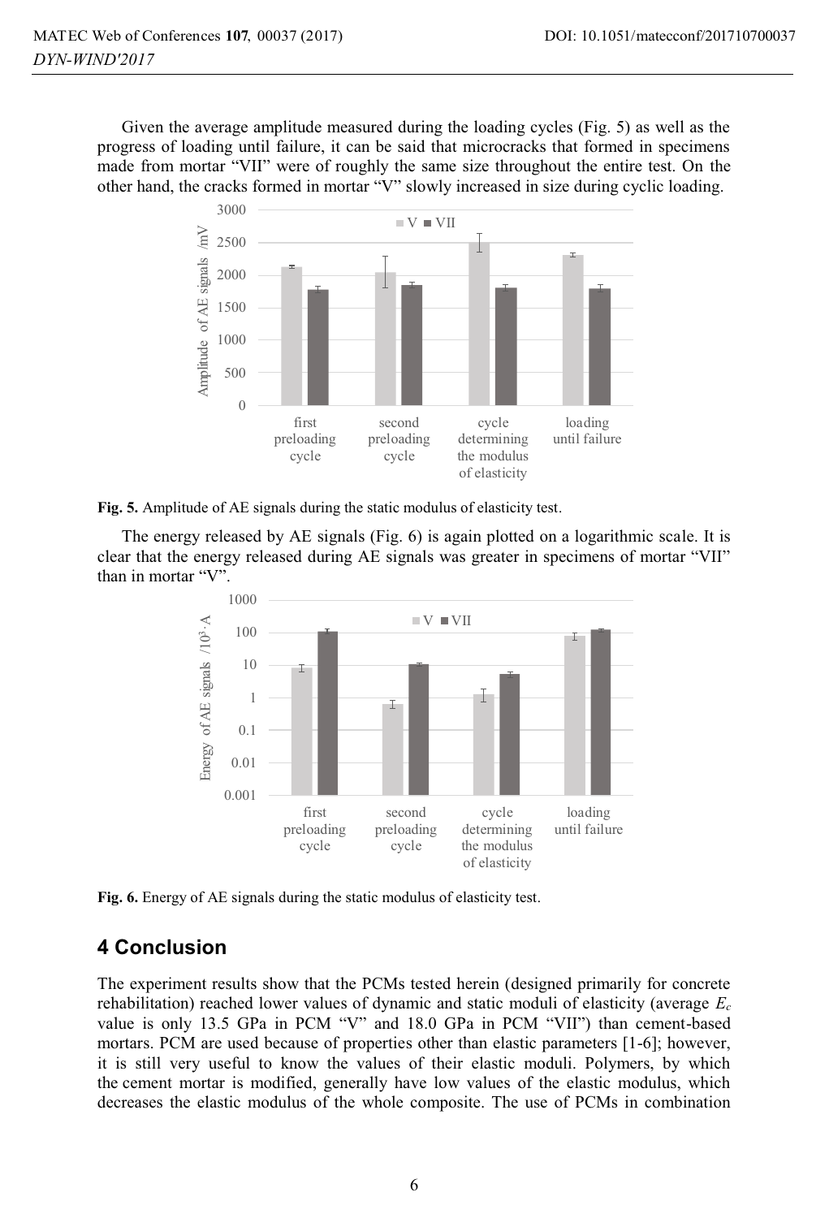Given the average amplitude measured during the loading cycles (Fig. 5) as well as the progress of loading until failure, it can be said that microcracks that formed in specimens made from mortar "VII" were of roughly the same size throughout the entire test. On the other hand, the cracks formed in mortar "V" slowly increased in size during cyclic loading.

**Fig. 5.** Amplitude of AE signals during the static modulus of elasticity test.

The energy released by AE signals (Fig. 6) is again plotted on a logarithmic scale. It is clear that the energy released during AE signals was greater in specimens of mortar "VII" than in mortar "V".

**Fig. 6.** Energy of AE signals during the static modulus of elasticity test.

## 4 Conclusion

The experiment results show that the PCMs tested herein (designed primarily for concrete rehabilitation) reached lower values of dynamic and static moduli of elasticity (average $E_c$ value is only 13.5 GPa in PCM "V" and 18.0 GPa in PCM "VII") than cement-based mortars. PCM are used because of properties other than elastic parameters [1-6]; however, it is still very useful to know the values of their elastic moduli. Polymers, by which the cement mortar is modified, generally have low values of the elastic modulus, which decreases the elastic modulus of the whole composite. The use of PCMs in combination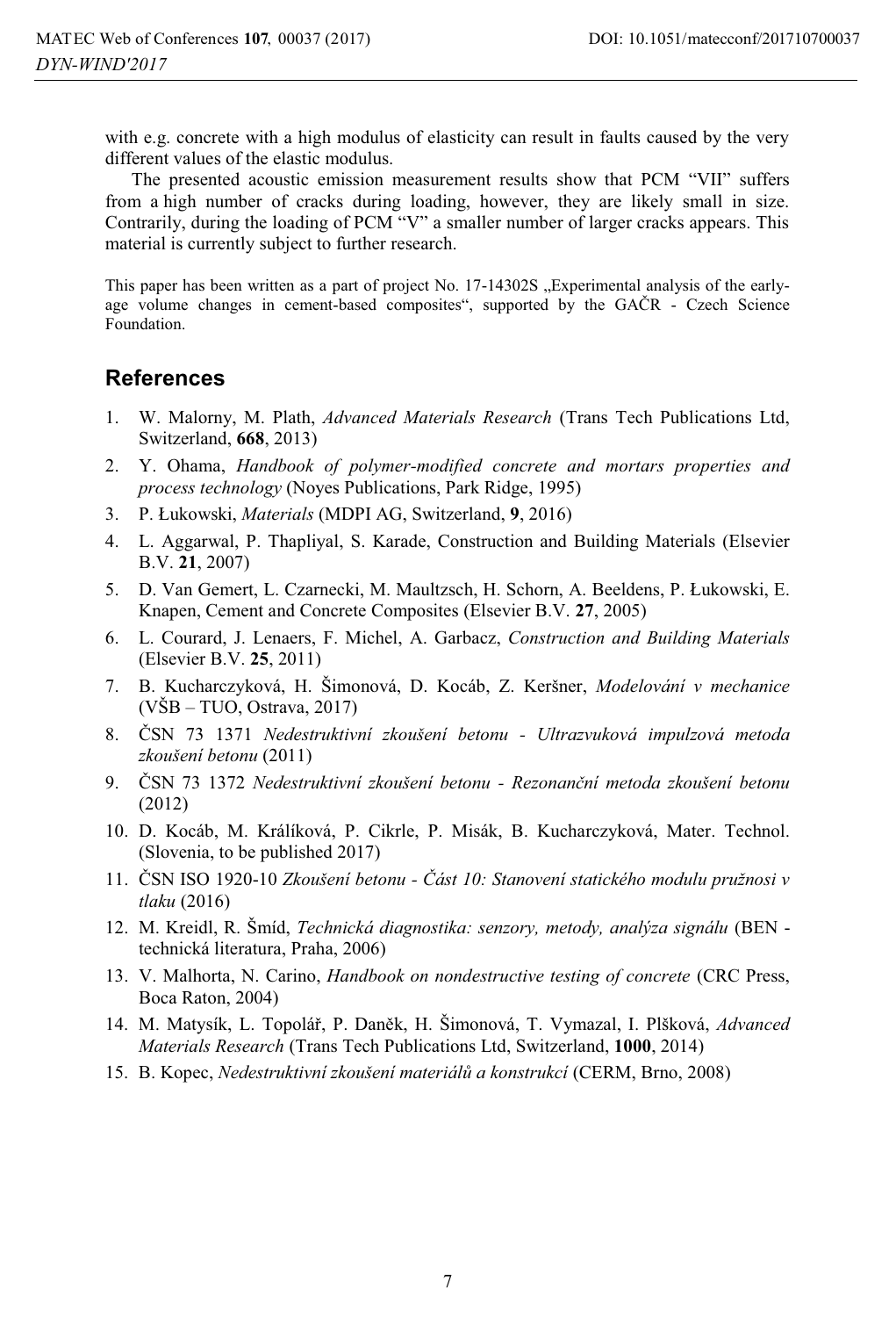with e.g. concrete with a high modulus of elasticity can result in faults caused by the very different values of the elastic modulus.

The presented acoustic emission measurement results show that PCM "VII" suffers from a high number of cracks during loading, however, they are likely small in size. Contrarily, during the loading of PCM "V" a smaller number of larger cracks appears. This material is currently subject to further research.

This paper has been written as a part of project No. 17-14302S „Experimental analysis of the early-age volume changes in cement-based composites", supported by the GAČR - Czech Science Foundation.

## References

1. W. Malorny, M. Plath, *Advanced Materials Research* (Trans Tech Publications Ltd, Switzerland, **668**, 2013)
2. Y. Ohama, *Handbook of polymer-modified concrete and mortars properties and process technology* (Noyes Publications, Park Ridge, 1995)
3. P. Łukowski, *Materials* (MDPI AG, Switzerland, **9**, 2016)
4. L. Aggarwal, P. Thapliyal, S. Karade, Construction and Building Materials (Elsevier B.V. **21**, 2007)
5. D. Van Gemert, L. Czarnecki, M. Maultzsch, H. Schorn, A. Beeldens, P. Łukowski, E. Knapen, Cement and Concrete Composites (Elsevier B.V. **27**, 2005)
6. L. Courard, J. Lenaers, F. Michel, A. Garbacz, *Construction and Building Materials* (Elsevier B.V. **25**, 2011)
7. B. Kucharczyková, H. Šimonová, D. Kocáb, Z. Keršner, *Modelování v mechanice* (VŠB – TUO, Ostrava, 2017)
8. ČSN 73 1371 *Nedestruktivní zkoušení betonu - Ultrazvuková impulzová metoda zkoušení betonu* (2011)
9. ČSN 73 1372 *Nedestruktivní zkoušení betonu - Rezonanční metoda zkoušení betonu* (2012)
10. D. Kocáb, M. Králíková, P. Cikrle, P. Misák, B. Kucharczyková, Mater. Technol. (Slovenia, to be published 2017)
11. ČSN ISO 1920-10 *Zkoušení betonu - Část 10: Stanovení statického modulu pružnosi v tlaku* (2016)
12. M. Kreidl, R. Šmíd, *Technická diagnostika: senzory, metody, analýza signálu* (BEN - technická literatura, Praha, 2006)
13. V. Malhorta, N. Carino, *Handbook on nondestructive testing of concrete* (CRC Press, Boca Raton, 2004)
14. M. Matysík, L. Topolář, P. Daněk, H. Šimonová, T. Vymazal, I. Plšková, *Advanced Materials Research* (Trans Tech Publications Ltd, Switzerland, **1000**, 2014)
15. B. Kopec, *Nedestruktivní zkoušení materiálů a konstrukcí* (CERM, Brno, 2008)